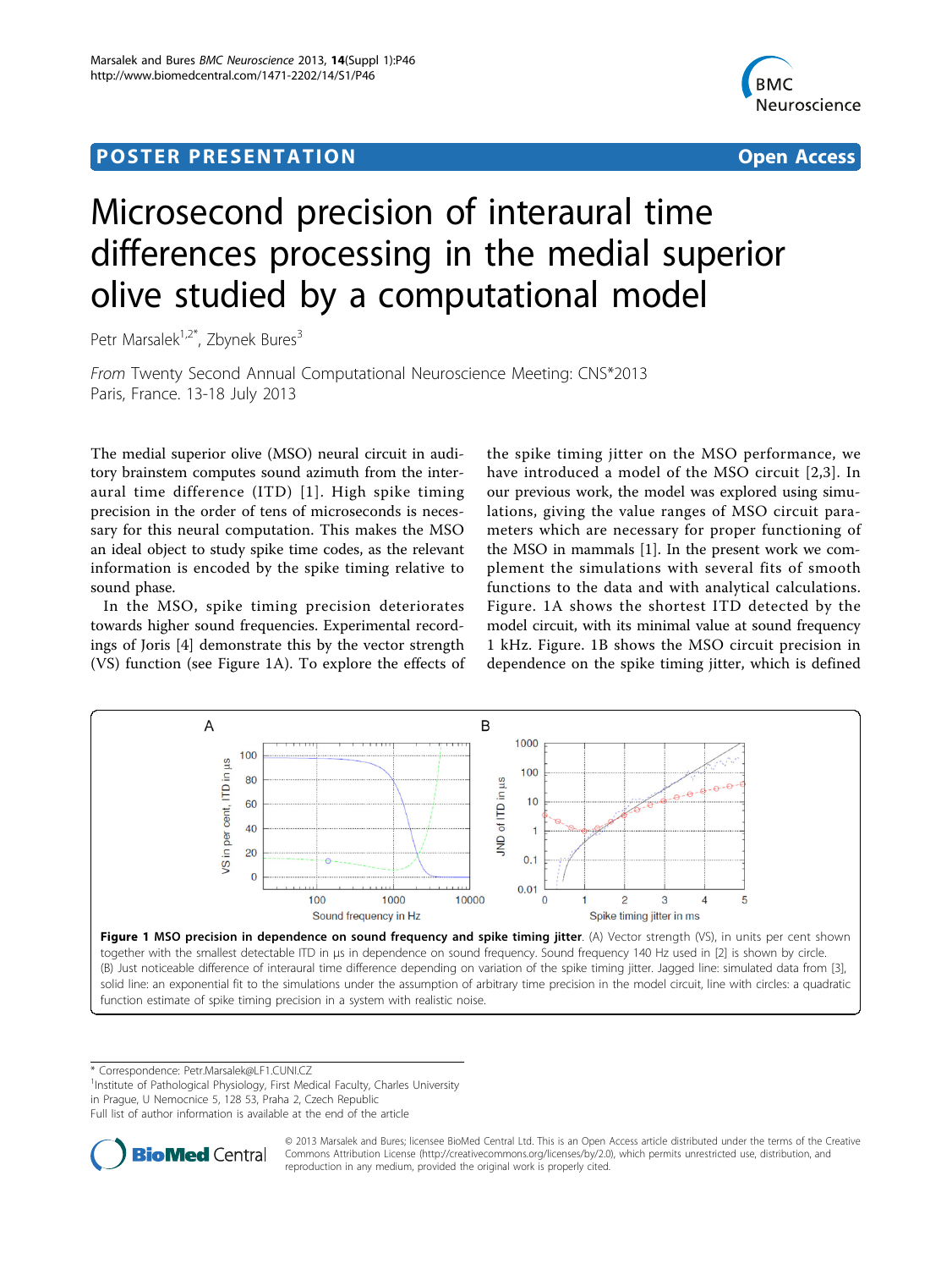POSTER PRESENTATION

Open Access

# Microsecond precision of interaural time differences processing in the medial superior olive studied by a computational model

Petr Marsalek[1,2*], Zbynek Bures[3]

*From* Twenty Second Annual Computational Neuroscience Meeting: CNS*2013
Paris, France. 13-18 July 2013

The medial superior olive (MSO) neural circuit in auditory brainstem computes sound azimuth from the interaural time difference (ITD) [1]. High spike timing precision in the order of tens of microseconds is necessary for this neural computation. This makes the MSO an ideal object to study spike time codes, as the relevant information is encoded by the spike timing relative to sound phase.

In the MSO, spike timing precision deteriorates towards higher sound frequencies. Experimental recordings of Joris [4] demonstrate this by the vector strength (VS) function (see Figure 1A). To explore the effects of the spike timing jitter on the MSO performance, we have introduced a model of the MSO circuit [2,3]. In our previous work, the model was explored using simulations, giving the value ranges of MSO circuit parameters which are necessary for proper functioning of the MSO in mammals [1]. In the present work we complement the simulations with several fits of smooth functions to the data and with analytical calculations. Figure. 1A shows the shortest ITD detected by the model circuit, with its minimal value at sound frequency 1 kHz. Figure. 1B shows the MSO circuit precision in dependence on the spike timing jitter, which is defined

**Figure 1 MSO precision in dependence on sound frequency and spike timing jitter**. (A) Vector strength (VS), in units per cent shown together with the smallest detectable ITD in μs in dependence on sound frequency. Sound frequency 140 Hz used in [2] is shown by circle. (B) Just noticeable difference of interaural time difference depending on variation of the spike timing jitter. Jagged line: simulated data from [3], solid line: an exponential fit to the simulations under the assumption of arbitrary time precision in the model circuit, line with circles: a quadratic function estimate of spike timing precision in a system with realistic noise.

* Correspondence: Petr.Marsalek@LF1.CUNI.CZ
[1]Institute of Pathological Physiology, First Medical Faculty, Charles University in Prague, U Nemocnice 5, 128 53, Praha 2, Czech Republic
Full list of author information is available at the end of the article

© 2013 Marsalek and Bures; licensee BioMed Central Ltd. This is an Open Access article distributed under the terms of the Creative Commons Attribution License (http://creativecommons.org/licenses/by/2.0), which permits unrestricted use, distribution, and reproduction in any medium, provided the original work is properly cited.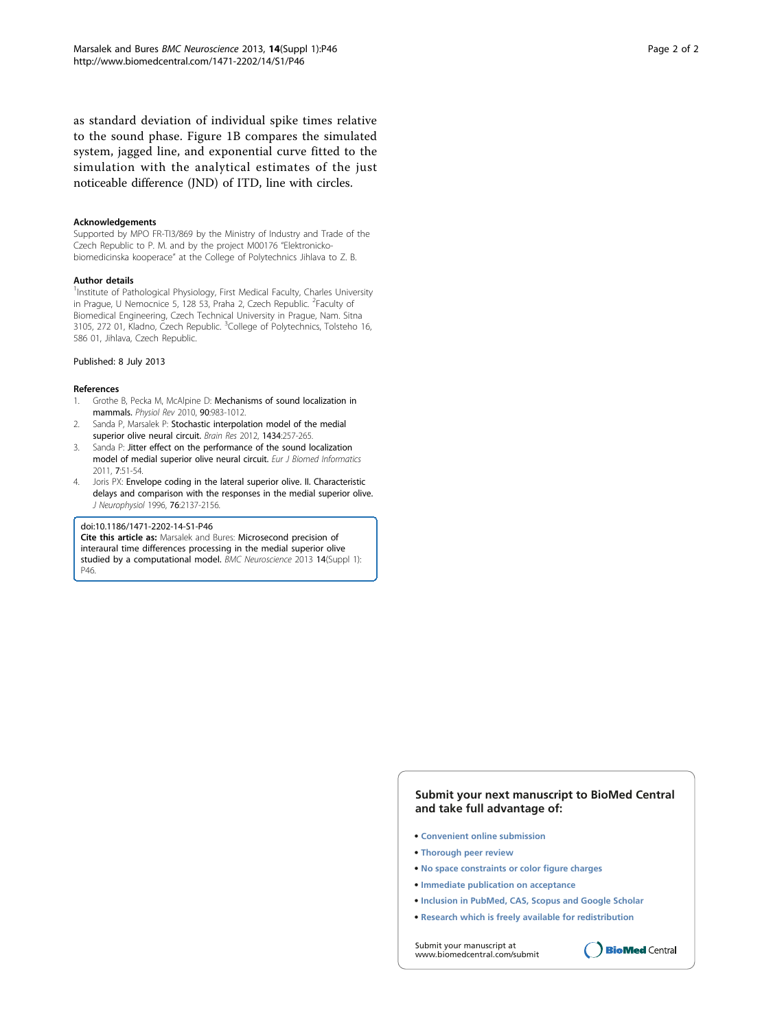as standard deviation of individual spike times relative to the sound phase. Figure 1B compares the simulated system, jagged line, and exponential curve fitted to the simulation with the analytical estimates of the just noticeable difference (JND) of ITD, line with circles.

### Acknowledgements

Supported by MPO FR-TI3/869 by the Ministry of Industry and Trade of the Czech Republic to P. M. and by the project M00176 "Elektronicko-biomedicinska kooperace" at the College of Polytechnics Jihlava to Z. B.

### Author details

[1]Institute of Pathological Physiology, First Medical Faculty, Charles University in Prague, U Nemocnice 5, 128 53, Praha 2, Czech Republic. [2]Faculty of Biomedical Engineering, Czech Technical University in Prague, Nam. Sitna 3105, 272 01, Kladno, Czech Republic. [3]College of Polytechnics, Tolsteho 16, 586 01, Jihlava, Czech Republic.

Published: 8 July 2013

### References

1. Grothe B, Pecka M, McAlpine D: **Mechanisms of sound localization in mammals.** *Physiol Rev* 2010, **90**:983-1012.
2. Sanda P, Marsalek P: **Stochastic interpolation model of the medial superior olive neural circuit.** *Brain Res* 2012, **1434**:257-265.
3. Sanda P: **Jitter effect on the performance of the sound localization model of medial superior olive neural circuit.** *Eur J Biomed Informatics* 2011, **7**:51-54.
4. Joris PX: **Envelope coding in the lateral superior olive. II. Characteristic delays and comparison with the responses in the medial superior olive.** *J Neurophysiol* 1996, **76**:2137-2156.

doi:10.1186/1471-2202-14-S1-P46
**Cite this article as:** Marsalek and Bures: **Microsecond precision of interaural time differences processing in the medial superior olive studied by a computational model.** *BMC Neuroscience* 2013 **14**(Suppl 1): P46.

**Submit your next manuscript to BioMed Central and take full advantage of:**

- **Convenient online submission**
- **Thorough peer review**
- **No space constraints or color figure charges**
- **Immediate publication on acceptance**
- **Inclusion in PubMed, CAS, Scopus and Google Scholar**
- **Research which is freely available for redistribution**

Submit your manuscript at
www.biomedcentral.com/submit

BioMed Central